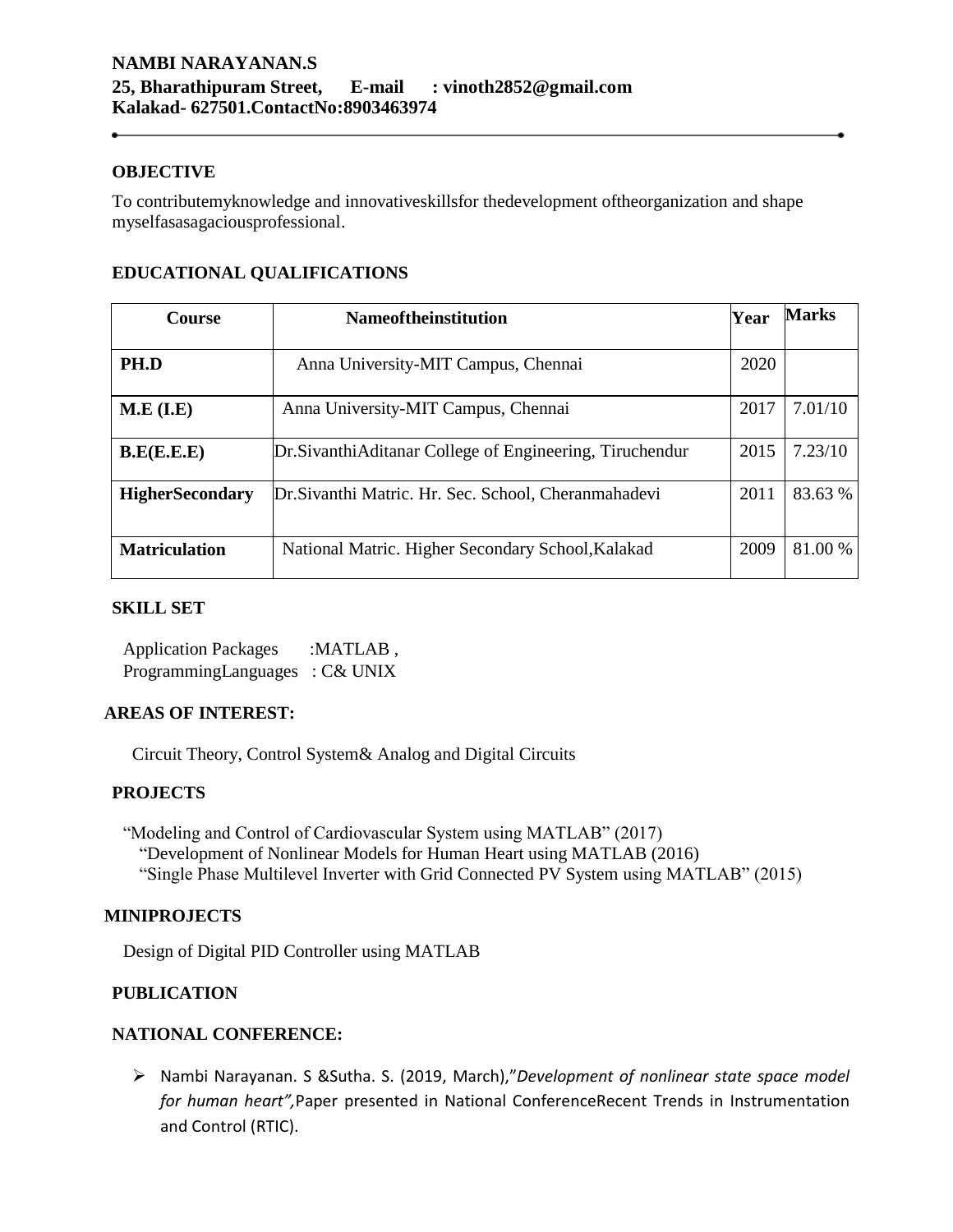**NAMBI NARAYANAN.S**
**25, Bharathipuram Street, E-mail : vinoth2852@gmail.com**
**Kalakad- 627501.ContactNo:8903463974**

---

## OBJECTIVE

To contributemyknowledge and innovativeskillsfor thedevelopment oftheorganization and shape myselfasasagaciousprofessional.

## EDUCATIONAL QUALIFICATIONS

| Course | Nameoftheinstitution | Year | Marks |
|---|---|---|---|
| **PH.D** | Anna University-MIT Campus, Chennai | 2020 | |
| **M.E (I.E)** | Anna University-MIT Campus, Chennai | 2017 | 7.01/10 |
| **B.E(E.E.E)** | Dr.SivanthiAditanar College of Engineering, Tiruchendur | 2015 | 7.23/10 |
| **HigherSecondary** | Dr.Sivanthi Matric. Hr. Sec. School, Cheranmahadevi | 2011 | 83.63 % |
| **Matriculation** | National Matric. Higher Secondary School,Kalakad | 2009 | 81.00 % |

## SKILL SET

Application Packages :MATLAB ,
ProgrammingLanguages : C& UNIX

## AREAS OF INTEREST:

Circuit Theory, Control System& Analog and Digital Circuits

## PROJECTS

"Modeling and Control of Cardiovascular System using MATLAB" (2017)
"Development of Nonlinear Models for Human Heart using MATLAB (2016)
"Single Phase Multilevel Inverter with Grid Connected PV System using MATLAB" (2015)

## MINIPROJECTS

Design of Digital PID Controller using MATLAB

## PUBLICATION

## NATIONAL CONFERENCE:

- Nambi Narayanan. S &Sutha. S. (2019, March),"*Development of nonlinear state space model for human heart",*Paper presented in National ConferenceRecent Trends in Instrumentation and Control (RTIC).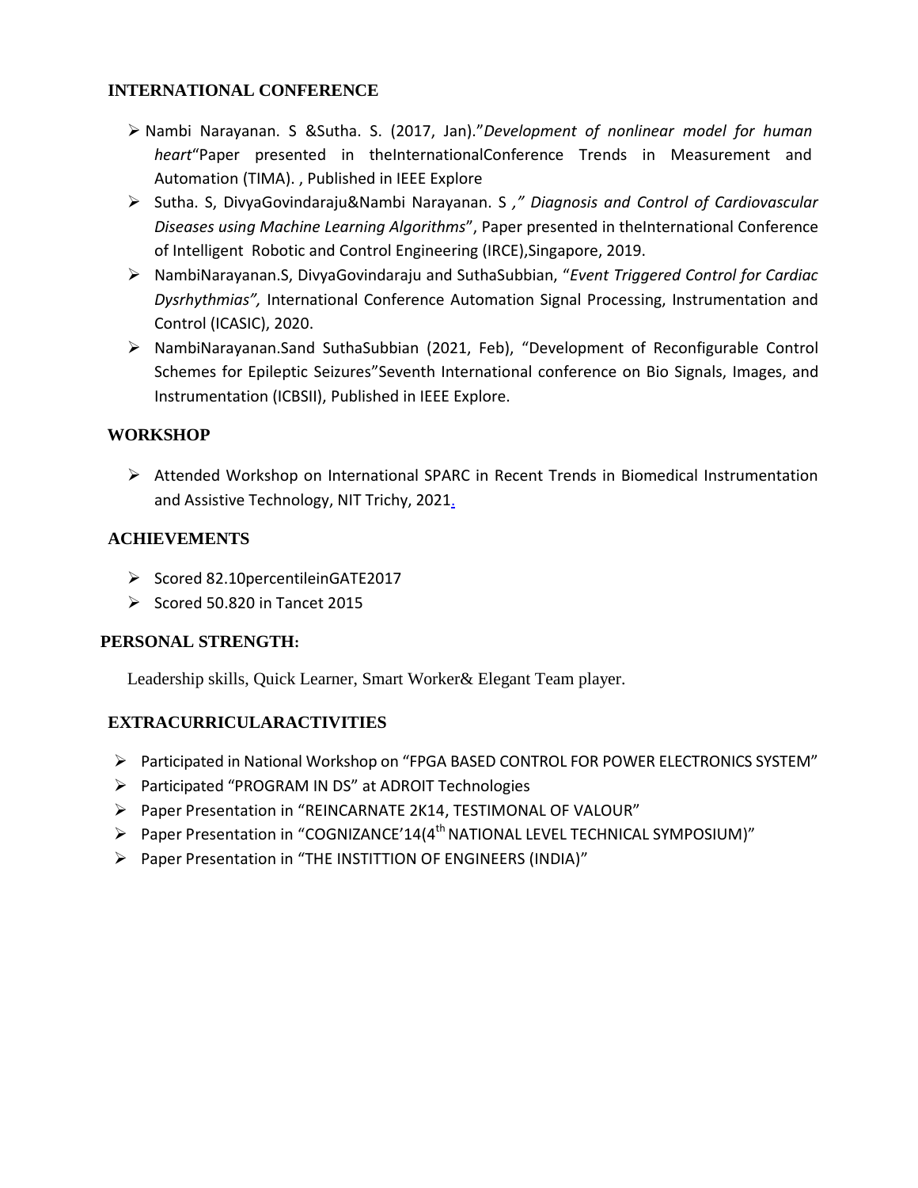## INTERNATIONAL CONFERENCE

- Nambi Narayanan. S &Sutha. S. (2017, Jan)."*Development of nonlinear model for human heart*"Paper presented in theInternationalConference Trends in Measurement and Automation (TIMA). , Published in IEEE Explore
- Sutha. S, DivyaGovindaraju&Nambi Narayanan. S *," Diagnosis and Control of Cardiovascular Diseases using Machine Learning Algorithms*", Paper presented in theInternational Conference of Intelligent Robotic and Control Engineering (IRCE),Singapore, 2019.
- NambiNarayanan.S, DivyaGovindaraju and SuthaSubbian, "*Event Triggered Control for Cardiac Dysrhythmias",* International Conference Automation Signal Processing, Instrumentation and Control (ICASIC), 2020.
- NambiNarayanan.Sand SuthaSubbian (2021, Feb), "Development of Reconfigurable Control Schemes for Epileptic Seizures"Seventh International conference on Bio Signals, Images, and Instrumentation (ICBSII), Published in IEEE Explore.

## WORKSHOP

- Attended Workshop on International SPARC in Recent Trends in Biomedical Instrumentation and Assistive Technology, NIT Trichy, 2021.

## ACHIEVEMENTS

- Scored 82.10percentileinGATE2017
- Scored 50.820 in Tancet 2015

## PERSONAL STRENGTH:

Leadership skills, Quick Learner, Smart Worker& Elegant Team player.

## EXTRACURRICULARACTIVITIES

- Participated in National Workshop on "FPGA BASED CONTROL FOR POWER ELECTRONICS SYSTEM"
- Participated "PROGRAM IN DS" at ADROIT Technologies
- Paper Presentation in "REINCARNATE 2K14, TESTIMONAL OF VALOUR"
- Paper Presentation in "COGNIZANCE'14(4th NATIONAL LEVEL TECHNICAL SYMPOSIUM)"
- Paper Presentation in "THE INSTITTION OF ENGINEERS (INDIA)"